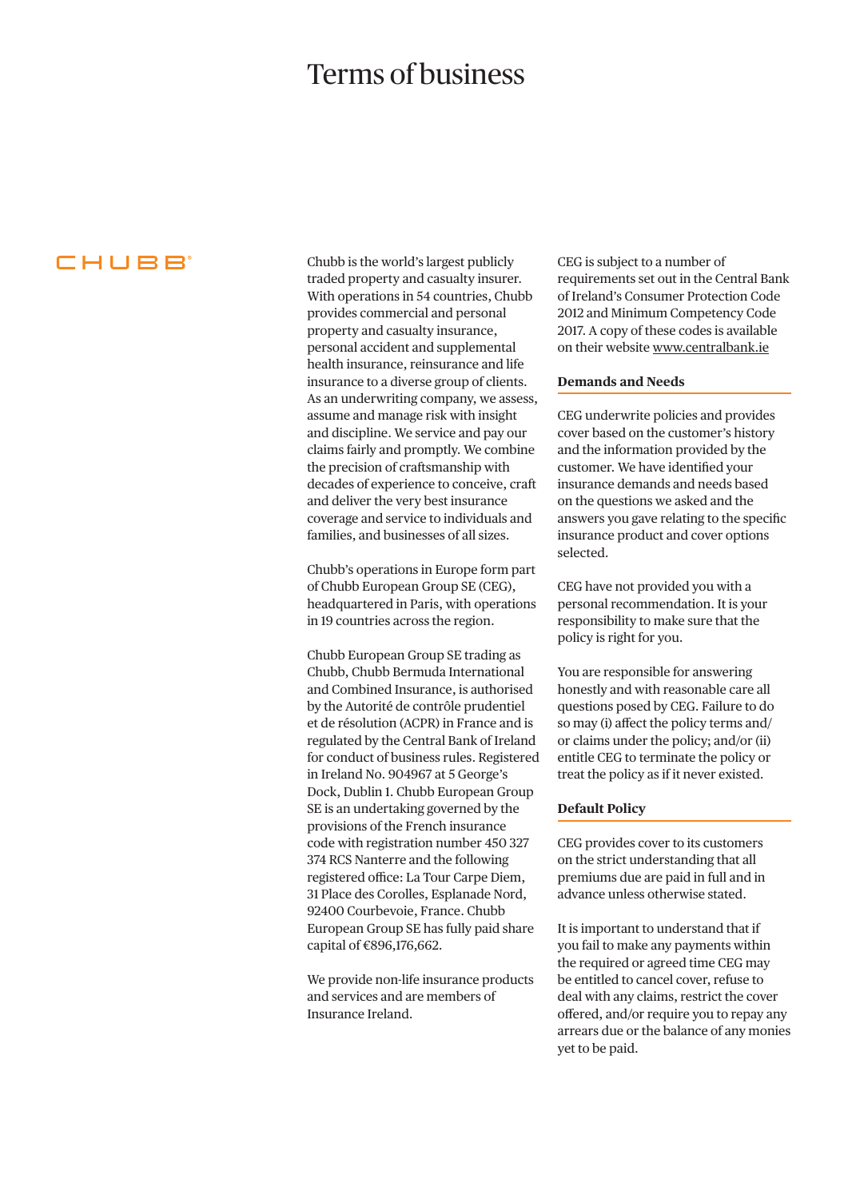# Terms of business

CHUBB®

Chubb is the world's largest publicly traded property and casualty insurer. With operations in 54 countries, Chubb provides commercial and personal property and casualty insurance, personal accident and supplemental health insurance, reinsurance and life insurance to a diverse group of clients. As an underwriting company, we assess, assume and manage risk with insight and discipline. We service and pay our claims fairly and promptly. We combine the precision of craftsmanship with decades of experience to conceive, craft and deliver the very best insurance coverage and service to individuals and families, and businesses of all sizes.

Chubb's operations in Europe form part of Chubb European Group SE (CEG), headquartered in Paris, with operations in 19 countries across the region.

Chubb European Group SE trading as Chubb, Chubb Bermuda International and Combined Insurance, is authorised by the Autorité de contrôle prudentiel et de résolution (ACPR) in France and is regulated by the Central Bank of Ireland for conduct of business rules. Registered in Ireland No. 904967 at 5 George's Dock, Dublin 1. Chubb European Group SE is an undertaking governed by the provisions of the French insurance code with registration number 450 327 374 RCS Nanterre and the following registered office: La Tour Carpe Diem, 31 Place des Corolles, Esplanade Nord, 92400 Courbevoie, France. Chubb European Group SE has fully paid share capital of €896,176,662.

We provide non-life insurance products and services and are members of Insurance Ireland.

CEG is subject to a number of requirements set out in the Central Bank of Ireland's Consumer Protection Code 2012 and Minimum Competency Code 2017. A copy of these codes is available on their website www.centralbank.ie

## Demands and Needs

CEG underwrite policies and provides cover based on the customer's history and the information provided by the customer. We have identified your insurance demands and needs based on the questions we asked and the answers you gave relating to the specific insurance product and cover options selected.

CEG have not provided you with a personal recommendation. It is your responsibility to make sure that the policy is right for you.

You are responsible for answering honestly and with reasonable care all questions posed by CEG. Failure to do so may (i) affect the policy terms and/or claims under the policy; and/or (ii) entitle CEG to terminate the policy or treat the policy as if it never existed.

## Default Policy

CEG provides cover to its customers on the strict understanding that all premiums due are paid in full and in advance unless otherwise stated.

It is important to understand that if you fail to make any payments within the required or agreed time CEG may be entitled to cancel cover, refuse to deal with any claims, restrict the cover offered, and/or require you to repay any arrears due or the balance of any monies yet to be paid.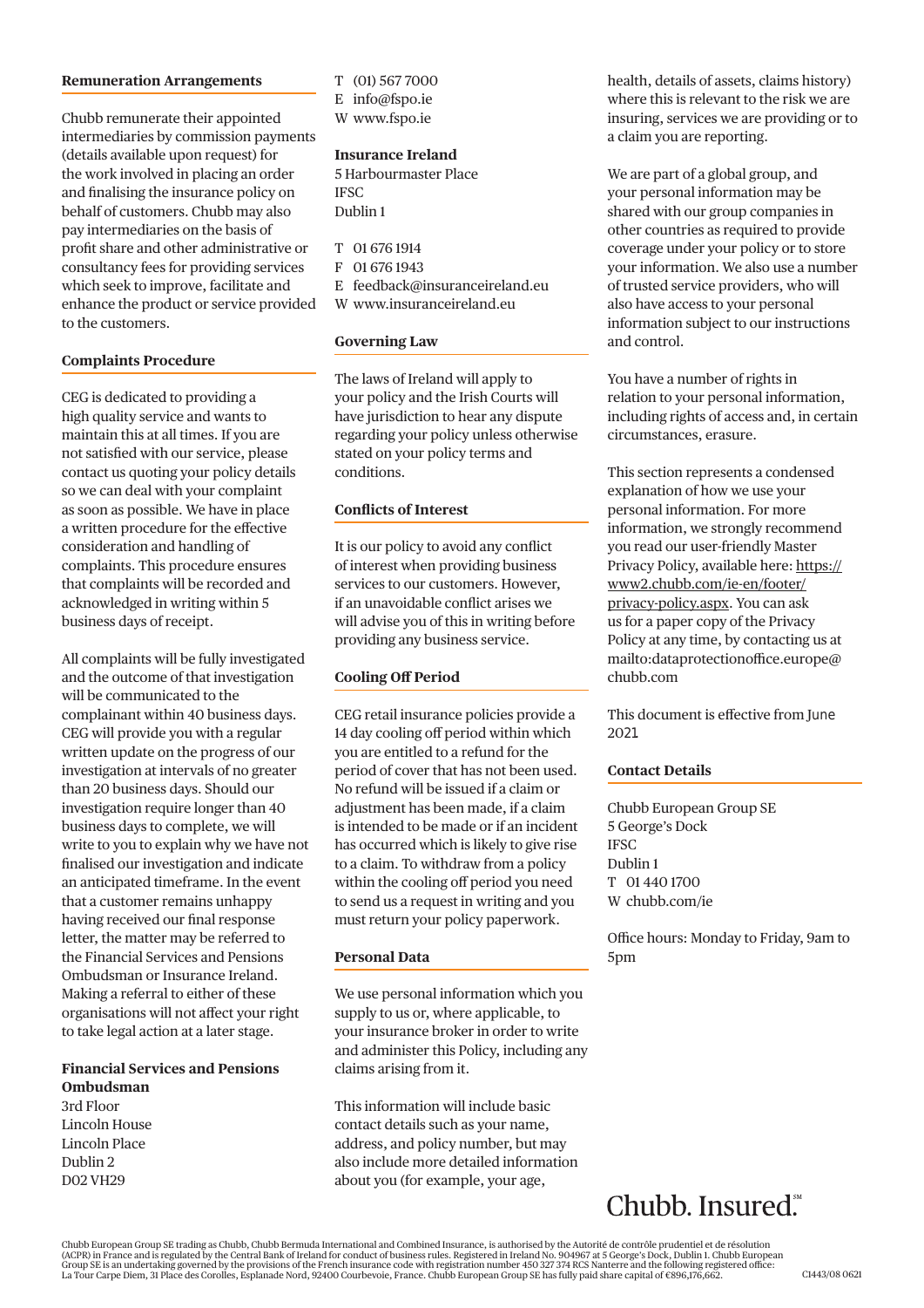## Remuneration Arrangements

Chubb remunerate their appointed intermediaries by commission payments (details available upon request) for the work involved in placing an order and finalising the insurance policy on behalf of customers. Chubb may also pay intermediaries on the basis of profit share and other administrative or consultancy fees for providing services which seek to improve, facilitate and enhance the product or service provided to the customers.

## Complaints Procedure

CEG is dedicated to providing a high quality service and wants to maintain this at all times. If you are not satisfied with our service, please contact us quoting your policy details so we can deal with your complaint as soon as possible. We have in place a written procedure for the effective consideration and handling of complaints. This procedure ensures that complaints will be recorded and acknowledged in writing within 5 business days of receipt.

All complaints will be fully investigated and the outcome of that investigation will be communicated to the complainant within 40 business days. CEG will provide you with a regular written update on the progress of our investigation at intervals of no greater than 20 business days. Should our investigation require longer than 40 business days to complete, we will write to you to explain why we have not finalised our investigation and indicate an anticipated timeframe. In the event that a customer remains unhappy having received our final response letter, the matter may be referred to the Financial Services and Pensions Ombudsman or Insurance Ireland. Making a referral to either of these organisations will not affect your right to take legal action at a later stage.

**Financial Services and Pensions Ombudsman**
3rd Floor
Lincoln House
Lincoln Place
Dublin 2
D02 VH29

T (01) 567 7000
E info@fspo.ie
W www.fspo.ie

**Insurance Ireland**
5 Harbourmaster Place
IFSC
Dublin 1

T 01 676 1914
F 01 676 1943
E feedback@insuranceireland.eu
W www.insuranceireland.eu

## Governing Law

The laws of Ireland will apply to your policy and the Irish Courts will have jurisdiction to hear any dispute regarding your policy unless otherwise stated on your policy terms and conditions.

## Conflicts of Interest

It is our policy to avoid any conflict of interest when providing business services to our customers. However, if an unavoidable conflict arises we will advise you of this in writing before providing any business service.

## Cooling Off Period

CEG retail insurance policies provide a 14 day cooling off period within which you are entitled to a refund for the period of cover that has not been used. No refund will be issued if a claim or adjustment has been made, if a claim is intended to be made or if an incident has occurred which is likely to give rise to a claim. To withdraw from a policy within the cooling off period you need to send us a request in writing and you must return your policy paperwork.

## Personal Data

We use personal information which you supply to us or, where applicable, to your insurance broker in order to write and administer this Policy, including any claims arising from it.

This information will include basic contact details such as your name, address, and policy number, but may also include more detailed information about you (for example, your age, health, details of assets, claims history) where this is relevant to the risk we are insuring, services we are providing or to a claim you are reporting.

We are part of a global group, and your personal information may be shared with our group companies in other countries as required to provide coverage under your policy or to store your information. We also use a number of trusted service providers, who will also have access to your personal information subject to our instructions and control.

You have a number of rights in relation to your personal information, including rights of access and, in certain circumstances, erasure.

This section represents a condensed explanation of how we use your personal information. For more information, we strongly recommend you read our user-friendly Master Privacy Policy, available here: https://www2.chubb.com/ie-en/footer/privacy-policy.aspx. You can ask us for a paper copy of the Privacy Policy at any time, by contacting us at mailto:dataprotectionoffice.europe@chubb.com

This document is effective from June 2021

## Contact Details

Chubb European Group SE
5 George's Dock
IFSC
Dublin 1
T 01 440 1700
W chubb.com/ie

Office hours: Monday to Friday, 9am to 5pm

Chubb. Insured.℠

Chubb European Group SE trading as Chubb, Chubb Bermuda International and Combined Insurance, is authorised by the Autorité de contrôle prudentiel et de résolution (ACPR) in France and is regulated by the Central Bank of Ireland for conduct of business rules. Registered in Ireland No. 904967 at 5 George's Dock, Dublin 1. Chubb European Group SE is an undertaking governed by the provisions of the French insurance code with registration number 450 327 374 RCS Nanterre and the following registered office: La Tour Carpe Diem, 31 Place des Corolles, Esplanade Nord, 92400 Courbevoie, France. Chubb European Group SE has fully paid share capital of €896,176,662.

CI443/08 0621